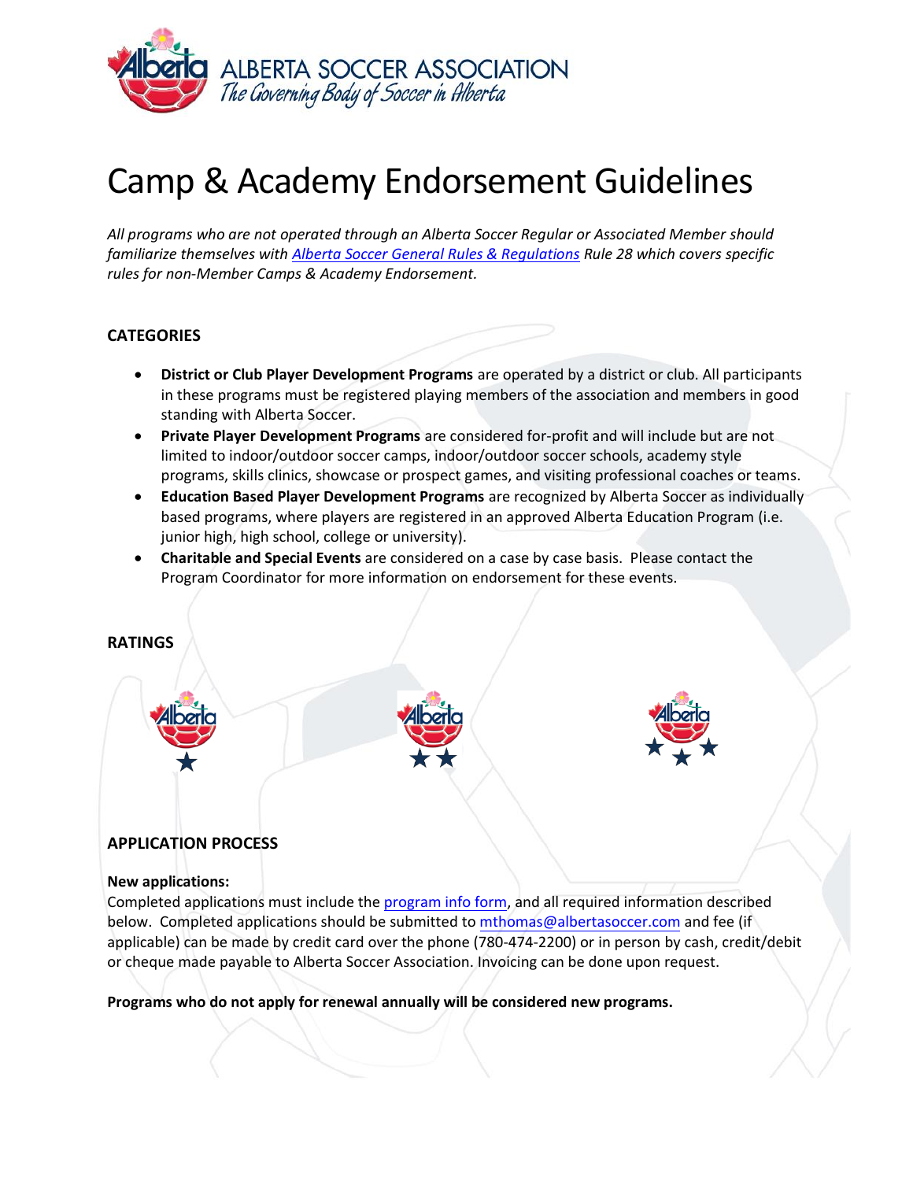ALBERTA SOCCER ASSOCIATION
*The Governing Body of Soccer in Alberta*

# Camp & Academy Endorsement Guidelines

*All programs who are not operated through an Alberta Soccer Regular or Associated Member should familiarize themselves with [Alberta Soccer General Rules & Regulations]() Rule 28 which covers specific rules for non-Member Camps & Academy Endorsement.*

## CATEGORIES

- **District or Club Player Development Programs** are operated by a district or club. All participants in these programs must be registered playing members of the association and members in good standing with Alberta Soccer.
- **Private Player Development Programs** are considered for-profit and will include but are not limited to indoor/outdoor soccer camps, indoor/outdoor soccer schools, academy style programs, skills clinics, showcase or prospect games, and visiting professional coaches or teams.
- **Education Based Player Development Programs** are recognized by Alberta Soccer as individually based programs, where players are registered in an approved Alberta Education Program (i.e. junior high, high school, college or university).
- **Charitable and Special Events** are considered on a case by case basis. Please contact the Program Coordinator for more information on endorsement for these events.

## RATINGS

## APPLICATION PROCESS

**New applications:**
Completed applications must include the [program info form](), and all required information described below. Completed applications should be submitted to [mthomas@albertasoccer.com](mailto:mthomas@albertasoccer.com) and fee (if applicable) can be made by credit card over the phone (780-474-2200) or in person by cash, credit/debit or cheque made payable to Alberta Soccer Association. Invoicing can be done upon request.

**Programs who do not apply for renewal annually will be considered new programs.**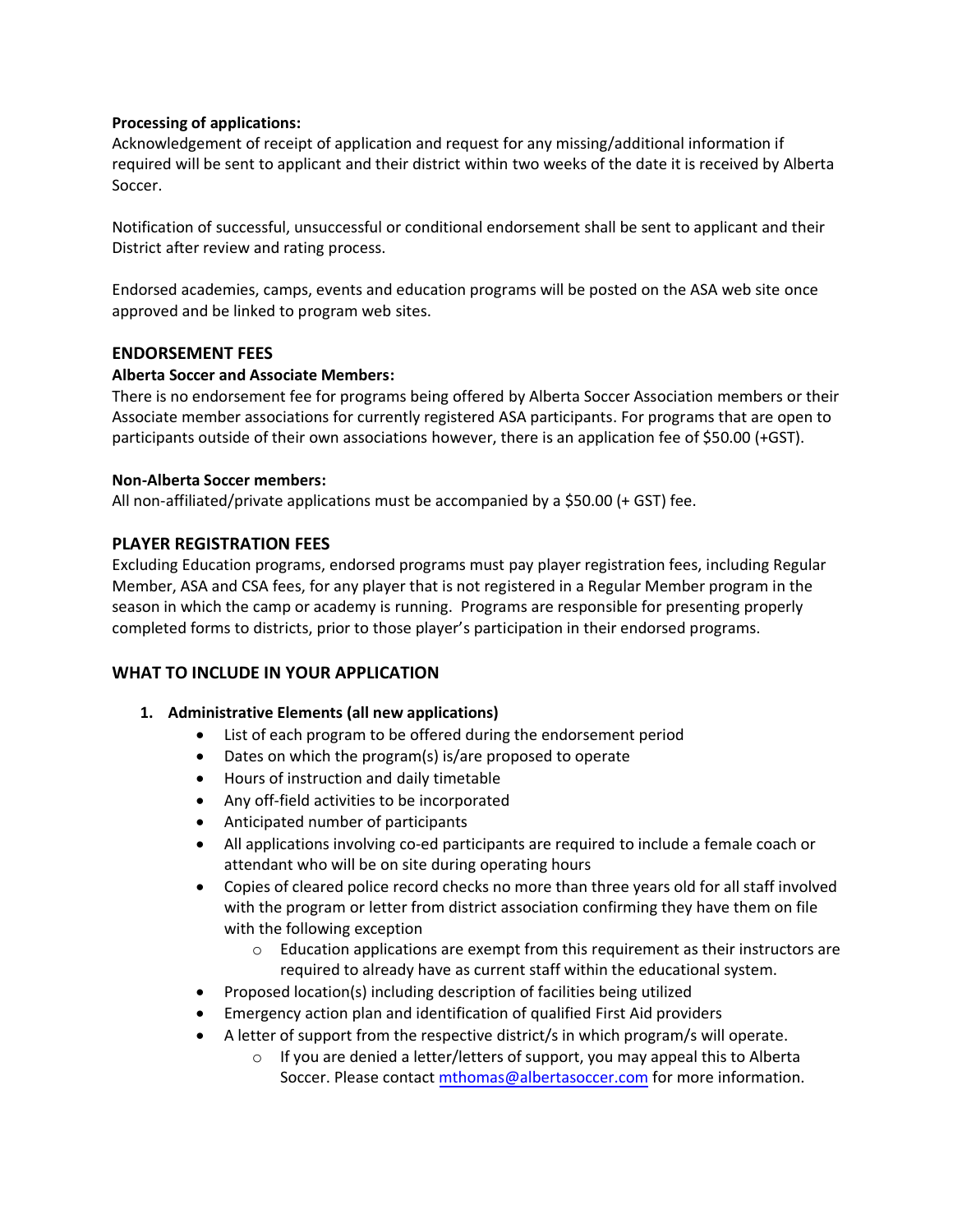**Processing of applications:**

Acknowledgement of receipt of application and request for any missing/additional information if required will be sent to applicant and their district within two weeks of the date it is received by Alberta Soccer.

Notification of successful, unsuccessful or conditional endorsement shall be sent to applicant and their District after review and rating process.

Endorsed academies, camps, events and education programs will be posted on the ASA web site once approved and be linked to program web sites.

## ENDORSEMENT FEES

**Alberta Soccer and Associate Members:**

There is no endorsement fee for programs being offered by Alberta Soccer Association members or their Associate member associations for currently registered ASA participants. For programs that are open to participants outside of their own associations however, there is an application fee of $50.00 (+GST).

**Non-Alberta Soccer members:**

All non-affiliated/private applications must be accompanied by a $50.00 (+ GST) fee.

## PLAYER REGISTRATION FEES

Excluding Education programs, endorsed programs must pay player registration fees, including Regular Member, ASA and CSA fees, for any player that is not registered in a Regular Member program in the season in which the camp or academy is running. Programs are responsible for presenting properly completed forms to districts, prior to those player's participation in their endorsed programs.

## WHAT TO INCLUDE IN YOUR APPLICATION

1. **Administrative Elements (all new applications)**
   - List of each program to be offered during the endorsement period
   - Dates on which the program(s) is/are proposed to operate
   - Hours of instruction and daily timetable
   - Any off-field activities to be incorporated
   - Anticipated number of participants
   - All applications involving co-ed participants are required to include a female coach or attendant who will be on site during operating hours
   - Copies of cleared police record checks no more than three years old for all staff involved with the program or letter from district association confirming they have them on file with the following exception
     - Education applications are exempt from this requirement as their instructors are required to already have as current staff within the educational system.
   - Proposed location(s) including description of facilities being utilized
   - Emergency action plan and identification of qualified First Aid providers
   - A letter of support from the respective district/s in which program/s will operate.
     - If you are denied a letter/letters of support, you may appeal this to Alberta Soccer. Please contact mthomas@albertasoccer.com for more information.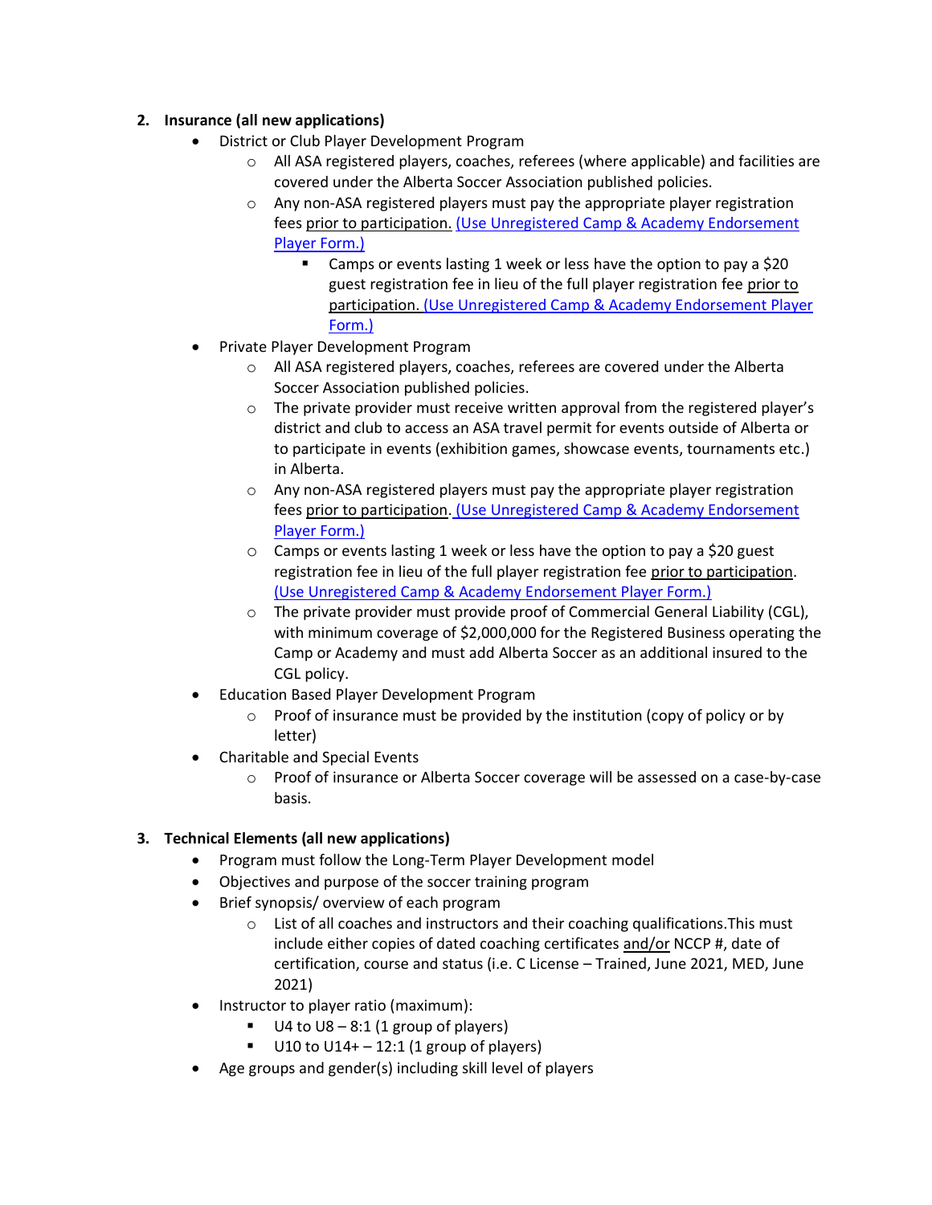2. **Insurance (all new applications)**
   - District or Club Player Development Program
     - All ASA registered players, coaches, referees (where applicable) and facilities are covered under the Alberta Soccer Association published policies.
     - Any non-ASA registered players must pay the appropriate player registration fees prior to participation. (Use Unregistered Camp & Academy Endorsement Player Form.)
       - Camps or events lasting 1 week or less have the option to pay a $20 guest registration fee in lieu of the full player registration fee prior to participation. (Use Unregistered Camp & Academy Endorsement Player Form.)
   - Private Player Development Program
     - All ASA registered players, coaches, referees are covered under the Alberta Soccer Association published policies.
     - The private provider must receive written approval from the registered player's district and club to access an ASA travel permit for events outside of Alberta or to participate in events (exhibition games, showcase events, tournaments etc.) in Alberta.
     - Any non-ASA registered players must pay the appropriate player registration fees prior to participation. (Use Unregistered Camp & Academy Endorsement Player Form.)
     - Camps or events lasting 1 week or less have the option to pay a $20 guest registration fee in lieu of the full player registration fee prior to participation. (Use Unregistered Camp & Academy Endorsement Player Form.)
     - The private provider must provide proof of Commercial General Liability (CGL), with minimum coverage of $2,000,000 for the Registered Business operating the Camp or Academy and must add Alberta Soccer as an additional insured to the CGL policy.
   - Education Based Player Development Program
     - Proof of insurance must be provided by the institution (copy of policy or by letter)
   - Charitable and Special Events
     - Proof of insurance or Alberta Soccer coverage will be assessed on a case-by-case basis.

3. **Technical Elements (all new applications)**
   - Program must follow the Long-Term Player Development model
   - Objectives and purpose of the soccer training program
   - Brief synopsis/ overview of each program
     - List of all coaches and instructors and their coaching qualifications.This must include either copies of dated coaching certificates and/or NCCP #, date of certification, course and status (i.e. C License – Trained, June 2021, MED, June 2021)
   - Instructor to player ratio (maximum):
     - U4 to U8 – 8:1 (1 group of players)
     - U10 to U14+ – 12:1 (1 group of players)
   - Age groups and gender(s) including skill level of players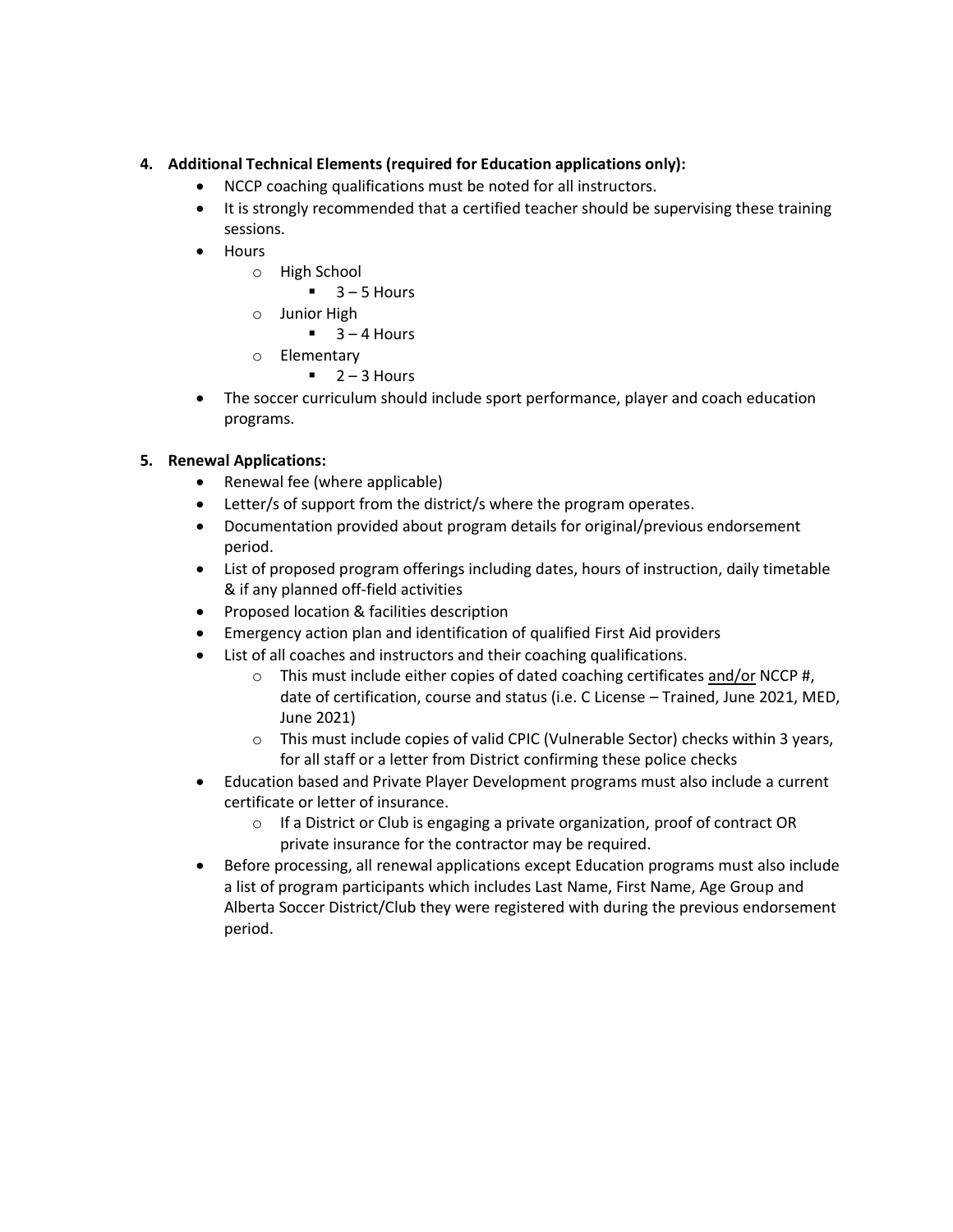4. **Additional Technical Elements (required for Education applications only):**
   - NCCP coaching qualifications must be noted for all instructors.
   - It is strongly recommended that a certified teacher should be supervising these training sessions.
   - Hours
     - High School
       - 3 – 5 Hours
     - Junior High
       - 3 – 4 Hours
     - Elementary
       - 2 – 3 Hours
   - The soccer curriculum should include sport performance, player and coach education programs.

5. **Renewal Applications:**
   - Renewal fee (where applicable)
   - Letter/s of support from the district/s where the program operates.
   - Documentation provided about program details for original/previous endorsement period.
   - List of proposed program offerings including dates, hours of instruction, daily timetable & if any planned off-field activities
   - Proposed location & facilities description
   - Emergency action plan and identification of qualified First Aid providers
   - List of all coaches and instructors and their coaching qualifications.
     - This must include either copies of dated coaching certificates <u>and/or</u> NCCP #, date of certification, course and status (i.e. C License – Trained, June 2021, MED, June 2021)
     - This must include copies of valid CPIC (Vulnerable Sector) checks within 3 years, for all staff or a letter from District confirming these police checks
   - Education based and Private Player Development programs must also include a current certificate or letter of insurance.
     - If a District or Club is engaging a private organization, proof of contract OR private insurance for the contractor may be required.
   - Before processing, all renewal applications except Education programs must also include a list of program participants which includes Last Name, First Name, Age Group and Alberta Soccer District/Club they were registered with during the previous endorsement period.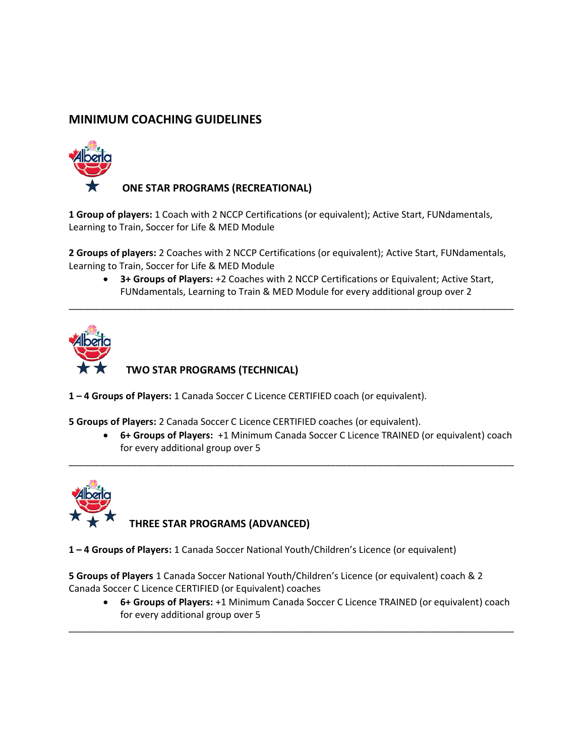## MINIMUM COACHING GUIDELINES

### ONE STAR PROGRAMS (RECREATIONAL)

**1 Group of players:** 1 Coach with 2 NCCP Certifications (or equivalent); Active Start, FUNdamentals, Learning to Train, Soccer for Life & MED Module

**2 Groups of players:** 2 Coaches with 2 NCCP Certifications (or equivalent); Active Start, FUNdamentals, Learning to Train, Soccer for Life & MED Module

- **3+ Groups of Players:** +2 Coaches with 2 NCCP Certifications or Equivalent; Active Start, FUNdamentals, Learning to Train & MED Module for every additional group over 2

---

### TWO STAR PROGRAMS (TECHNICAL)

**1 – 4 Groups of Players:** 1 Canada Soccer C Licence CERTIFIED coach (or equivalent).

**5 Groups of Players:** 2 Canada Soccer C Licence CERTIFIED coaches (or equivalent).

- **6+ Groups of Players:** +1 Minimum Canada Soccer C Licence TRAINED (or equivalent) coach for every additional group over 5

---

### THREE STAR PROGRAMS (ADVANCED)

**1 – 4 Groups of Players:** 1 Canada Soccer National Youth/Children's Licence (or equivalent)

**5 Groups of Players** 1 Canada Soccer National Youth/Children's Licence (or equivalent) coach & 2 Canada Soccer C Licence CERTIFIED (or Equivalent) coaches

- **6+ Groups of Players:** +1 Minimum Canada Soccer C Licence TRAINED (or equivalent) coach for every additional group over 5

---